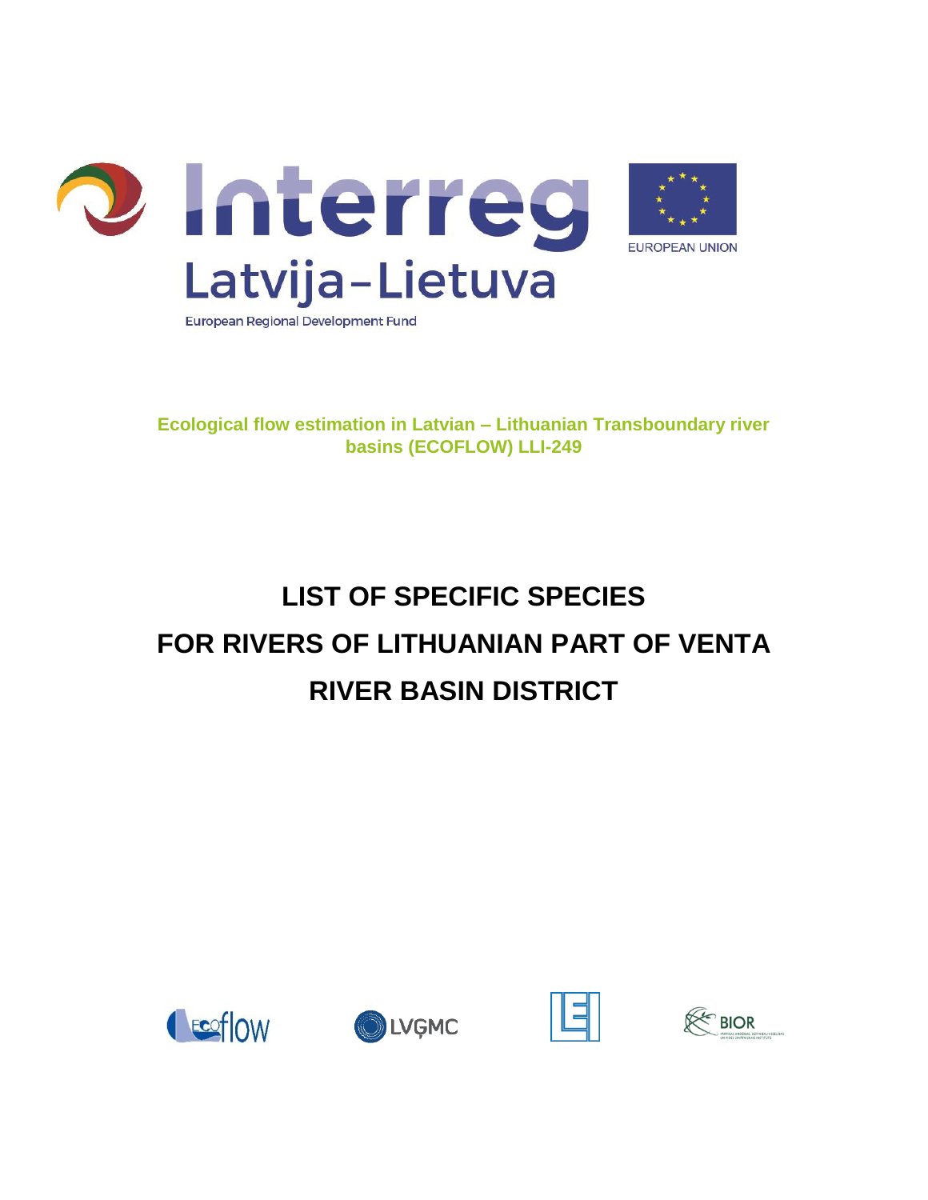Interreg

Latvija–Lietuva

European Regional Development Fund

EUROPEAN UNION

**Ecological flow estimation in Latvian – Lithuanian Transboundary river basins (ECOFLOW) LLI-249**

# LIST OF SPECIFIC SPECIES FOR RIVERS OF LITHUANIAN PART OF VENTA RIVER BASIN DISTRICT

Ecoflow LVĢMC BIOR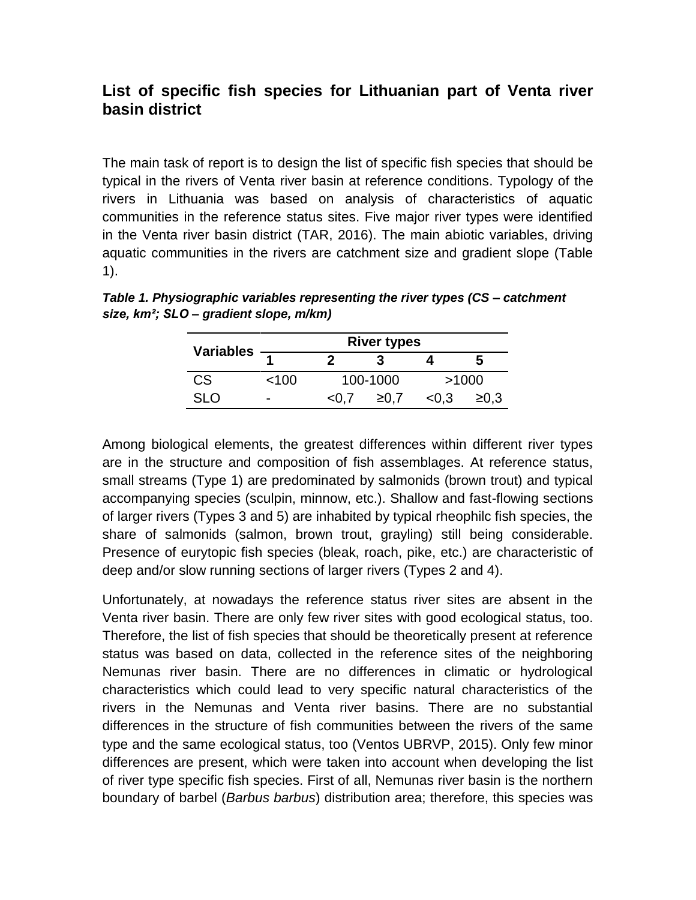## List of specific fish species for Lithuanian part of Venta river basin district

The main task of report is to design the list of specific fish species that should be typical in the rivers of Venta river basin at reference conditions. Typology of the rivers in Lithuania was based on analysis of characteristics of aquatic communities in the reference status sites. Five major river types were identified in the Venta river basin district (TAR, 2016). The main abiotic variables, driving aquatic communities in the rivers are catchment size and gradient slope (Table 1).

***Table 1. Physiographic variables representing the river types (CS – catchment size, km²; SLO – gradient slope, m/km)***

| Variables | River types | | | | |
|---|---|---|---|---|---|
| | **1** | **2** | **3** | **4** | **5** |
| CS | <100 | 100-1000 | | >1000 | |
| SLO | - | <0,7 | ≥0,7 | <0,3 | ≥0,3 |

Among biological elements, the greatest differences within different river types are in the structure and composition of fish assemblages. At reference status, small streams (Type 1) are predominated by salmonids (brown trout) and typical accompanying species (sculpin, minnow, etc.). Shallow and fast-flowing sections of larger rivers (Types 3 and 5) are inhabited by typical rheophilc fish species, the share of salmonids (salmon, brown trout, grayling) still being considerable. Presence of eurytopic fish species (bleak, roach, pike, etc.) are characteristic of deep and/or slow running sections of larger rivers (Types 2 and 4).

Unfortunately, at nowadays the reference status river sites are absent in the Venta river basin. There are only few river sites with good ecological status, too. Therefore, the list of fish species that should be theoretically present at reference status was based on data, collected in the reference sites of the neighboring Nemunas river basin. There are no differences in climatic or hydrological characteristics which could lead to very specific natural characteristics of the rivers in the Nemunas and Venta river basins. There are no substantial differences in the structure of fish communities between the rivers of the same type and the same ecological status, too (Ventos UBRVP, 2015). Only few minor differences are present, which were taken into account when developing the list of river type specific fish species. First of all, Nemunas river basin is the northern boundary of barbel (*Barbus barbus*) distribution area; therefore, this species was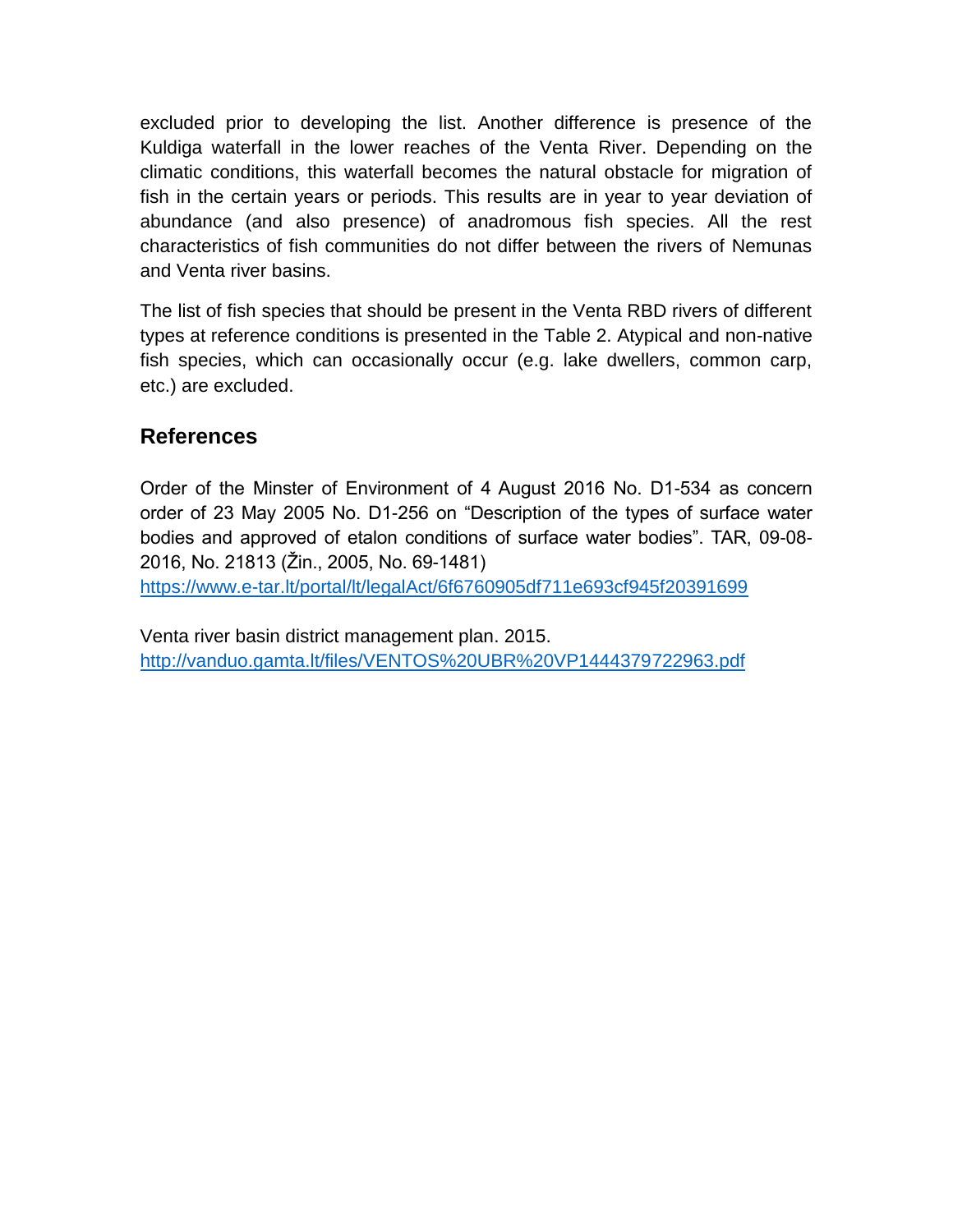excluded prior to developing the list. Another difference is presence of the Kuldiga waterfall in the lower reaches of the Venta River. Depending on the climatic conditions, this waterfall becomes the natural obstacle for migration of fish in the certain years or periods. This results are in year to year deviation of abundance (and also presence) of anadromous fish species. All the rest characteristics of fish communities do not differ between the rivers of Nemunas and Venta river basins.

The list of fish species that should be present in the Venta RBD rivers of different types at reference conditions is presented in the Table 2. Atypical and non-native fish species, which can occasionally occur (e.g. lake dwellers, common carp, etc.) are excluded.

## References

Order of the Minster of Environment of 4 August 2016 No. D1-534 as concern order of 23 May 2005 No. D1-256 on "Description of the types of surface water bodies and approved of etalon conditions of surface water bodies". TAR, 09-08-2016, No. 21813 (Žin., 2005, No. 69-1481)
https://www.e-tar.lt/portal/lt/legalAct/6f6760905df711e693cf945f20391699

Venta river basin district management plan. 2015.
http://vanduo.gamta.lt/files/VENTOS%20UBR%20VP1444379722963.pdf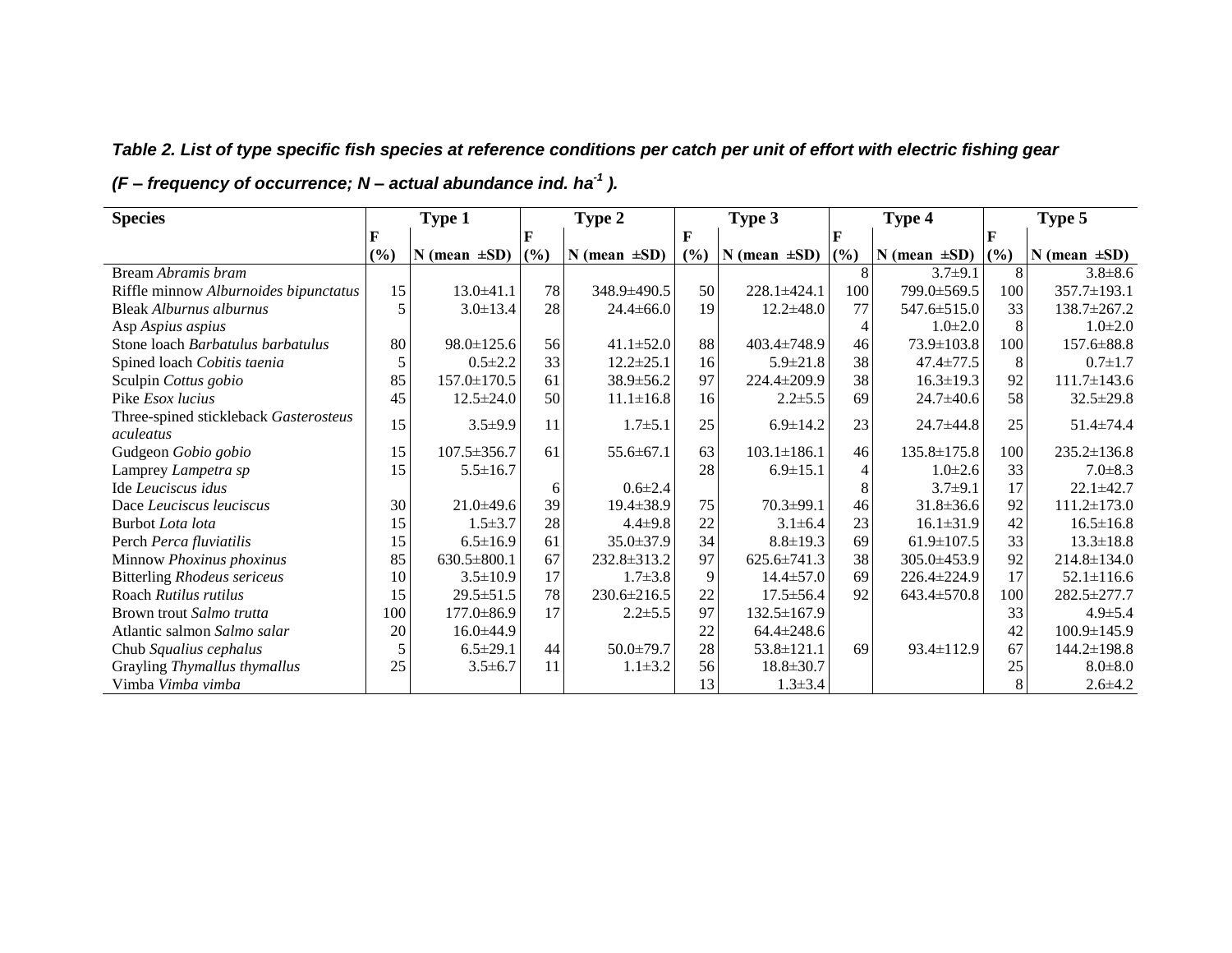***Table 2. List of type specific fish species at reference conditions per catch per unit of effort with electric fishing gear (F – frequency of occurrence; N – actual abundance ind. ha$^{-1}$ ).***

| Species | Type 1 | | Type 2 | | Type 3 | | Type 4 | | Type 5 | |
|---|---|---|---|---|---|---|---|---|---|---|
| | F (%) | N (mean ±SD) | F (%) | N (mean ±SD) | F (%) | N (mean ±SD) | F (%) | N (mean ±SD) | F (%) | N (mean ±SD) |
| Bream *Abramis bram* | | | | | | | 8 | 3.7±9.1 | 8 | 3.8±8.6 |
| Riffle minnow *Alburnoides bipunctatus* | 15 | 13.0±41.1 | 78 | 348.9±490.5 | 50 | 228.1±424.1 | 100 | 799.0±569.5 | 100 | 357.7±193.1 |
| Bleak *Alburnus alburnus* | 5 | 3.0±13.4 | 28 | 24.4±66.0 | 19 | 12.2±48.0 | 77 | 547.6±515.0 | 33 | 138.7±267.2 |
| Asp *Aspius aspius* | | | | | | | 4 | 1.0±2.0 | 8 | 1.0±2.0 |
| Stone loach *Barbatulus barbatulus* | 80 | 98.0±125.6 | 56 | 41.1±52.0 | 88 | 403.4±748.9 | 46 | 73.9±103.8 | 100 | 157.6±88.8 |
| Spined loach *Cobitis taenia* | 5 | 0.5±2.2 | 33 | 12.2±25.1 | 16 | 5.9±21.8 | 38 | 47.4±77.5 | 8 | 0.7±1.7 |
| Sculpin *Cottus gobio* | 85 | 157.0±170.5 | 61 | 38.9±56.2 | 97 | 224.4±209.9 | 38 | 16.3±19.3 | 92 | 111.7±143.6 |
| Pike *Esox lucius* | 45 | 12.5±24.0 | 50 | 11.1±16.8 | 16 | 2.2±5.5 | 69 | 24.7±40.6 | 58 | 32.5±29.8 |
| Three-spined stickleback *Gasterosteus aculeatus* | 15 | 3.5±9.9 | 11 | 1.7±5.1 | 25 | 6.9±14.2 | 23 | 24.7±44.8 | 25 | 51.4±74.4 |
| Gudgeon *Gobio gobio* | 15 | 107.5±356.7 | 61 | 55.6±67.1 | 63 | 103.1±186.1 | 46 | 135.8±175.8 | 100 | 235.2±136.8 |
| Lamprey *Lampetra sp* | 15 | 5.5±16.7 | | | 28 | 6.9±15.1 | 4 | 1.0±2.6 | 33 | 7.0±8.3 |
| Ide *Leuciscus idus* | | | 6 | 0.6±2.4 | | | 8 | 3.7±9.1 | 17 | 22.1±42.7 |
| Dace *Leuciscus leuciscus* | 30 | 21.0±49.6 | 39 | 19.4±38.9 | 75 | 70.3±99.1 | 46 | 31.8±36.6 | 92 | 111.2±173.0 |
| Burbot *Lota lota* | 15 | 1.5±3.7 | 28 | 4.4±9.8 | 22 | 3.1±6.4 | 23 | 16.1±31.9 | 42 | 16.5±16.8 |
| Perch *Perca fluviatilis* | 15 | 6.5±16.9 | 61 | 35.0±37.9 | 34 | 8.8±19.3 | 69 | 61.9±107.5 | 33 | 13.3±18.8 |
| Minnow *Phoxinus phoxinus* | 85 | 630.5±800.1 | 67 | 232.8±313.2 | 97 | 625.6±741.3 | 38 | 305.0±453.9 | 92 | 214.8±134.0 |
| Bitterling *Rhodeus sericeus* | 10 | 3.5±10.9 | 17 | 1.7±3.8 | 9 | 14.4±57.0 | 69 | 226.4±224.9 | 17 | 52.1±116.6 |
| Roach *Rutilus rutilus* | 15 | 29.5±51.5 | 78 | 230.6±216.5 | 22 | 17.5±56.4 | 92 | 643.4±570.8 | 100 | 282.5±277.7 |
| Brown trout *Salmo trutta* | 100 | 177.0±86.9 | 17 | 2.2±5.5 | 97 | 132.5±167.9 | | | 33 | 4.9±5.4 |
| Atlantic salmon *Salmo salar* | 20 | 16.0±44.9 | | | 22 | 64.4±248.6 | | | 42 | 100.9±145.9 |
| Chub *Squalius cephalus* | 5 | 6.5±29.1 | 44 | 50.0±79.7 | 28 | 53.8±121.1 | 69 | 93.4±112.9 | 67 | 144.2±198.8 |
| Grayling *Thymallus thymallus* | 25 | 3.5±6.7 | 11 | 1.1±3.2 | 56 | 18.8±30.7 | | | 25 | 8.0±8.0 |
| Vimba *Vimba vimba* | | | | | 13 | 1.3±3.4 | | | 8 | 2.6±4.2 |